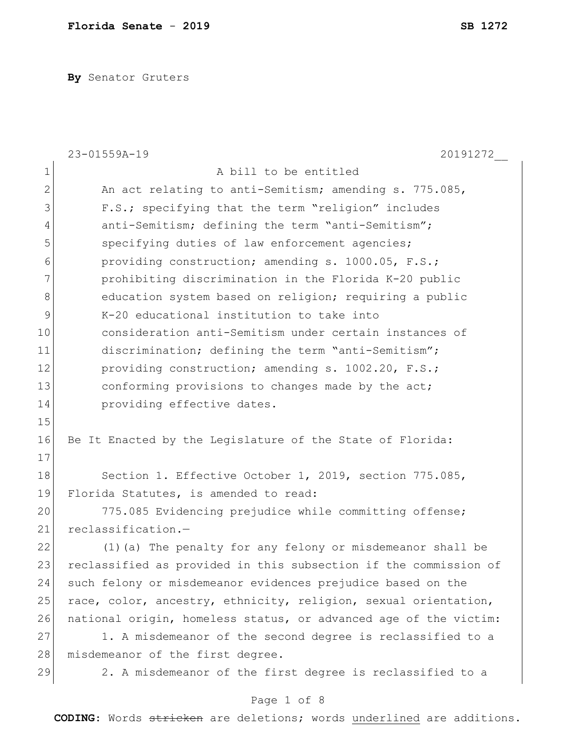**By** Senator Gruters

23-01559A-19 20191272__

A bill to be entitled

An act relating to anti-Semitism; amending s. 775.085, F.S.; specifying that the term "religion" includes anti-Semitism; defining the term "anti-Semitism"; specifying duties of law enforcement agencies; providing construction; amending s. 1000.05, F.S.; prohibiting discrimination in the Florida K-20 public education system based on religion; requiring a public K-20 educational institution to take into consideration anti-Semitism under certain instances of discrimination; defining the term "anti-Semitism"; providing construction; amending s. 1002.20, F.S.; conforming provisions to changes made by the act; providing effective dates.

Be It Enacted by the Legislature of the State of Florida:

Section 1. Effective October 1, 2019, section 775.085, Florida Statutes, is amended to read:

775.085 Evidencing prejudice while committing offense; reclassification.—

(1)(a) The penalty for any felony or misdemeanor shall be reclassified as provided in this subsection if the commission of such felony or misdemeanor evidences prejudice based on the race, color, ancestry, ethnicity, religion, sexual orientation, national origin, homeless status, or advanced age of the victim:

1. A misdemeanor of the second degree is reclassified to a misdemeanor of the first degree.

2. A misdemeanor of the first degree is reclassified to a

CODING: Words ~~stricken~~ are deletions; words underlined are additions.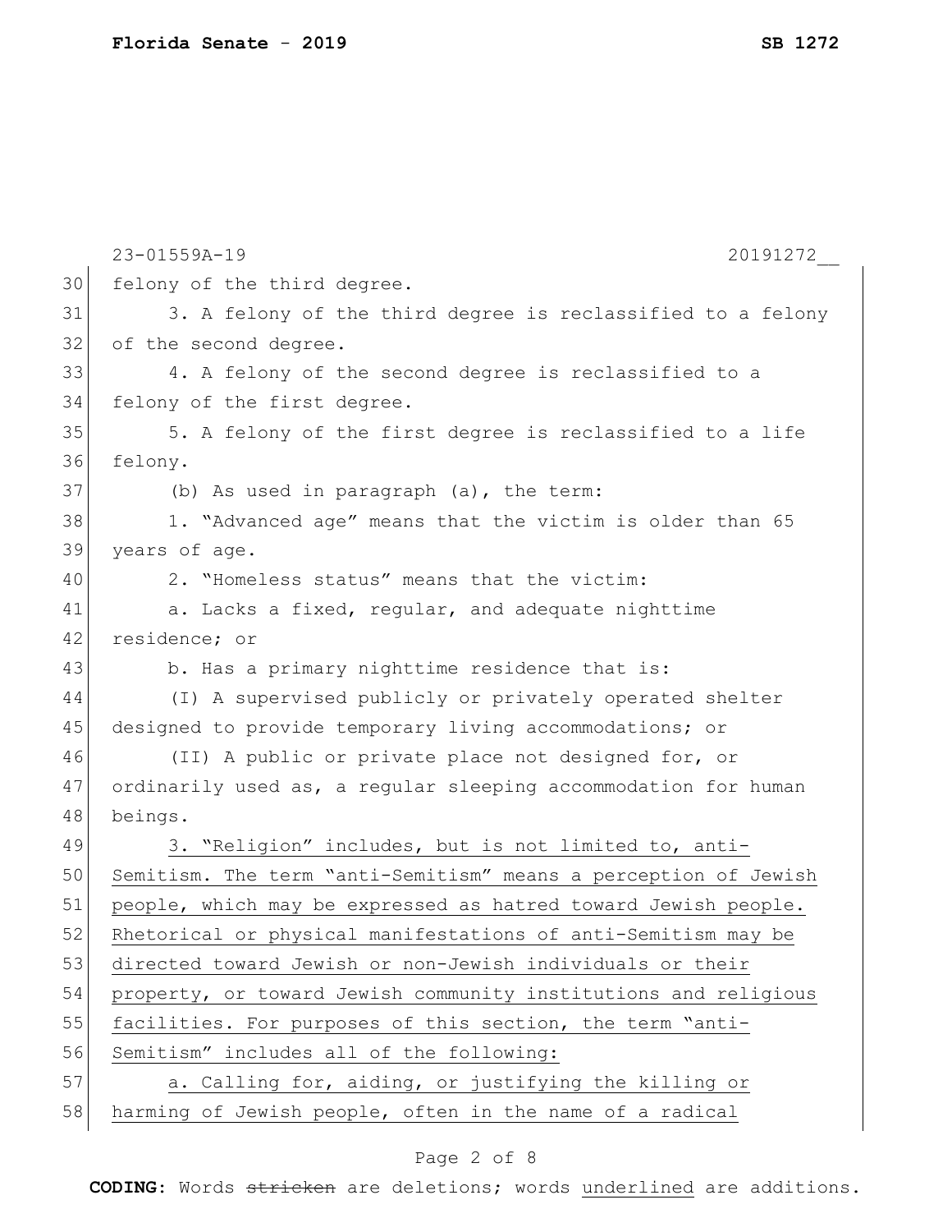felony of the third degree.

3. A felony of the third degree is reclassified to a felony of the second degree.

4. A felony of the second degree is reclassified to a felony of the first degree.

5. A felony of the first degree is reclassified to a life felony.

(b) As used in paragraph (a), the term:

1. "Advanced age" means that the victim is older than 65 years of age.

2. "Homeless status" means that the victim:

a. Lacks a fixed, regular, and adequate nighttime residence; or

b. Has a primary nighttime residence that is:

(I) A supervised publicly or privately operated shelter designed to provide temporary living accommodations; or

(II) A public or private place not designed for, or ordinarily used as, a regular sleeping accommodation for human beings.

<u>3. "Religion" includes, but is not limited to, anti-Semitism. The term "anti-Semitism" means a perception of Jewish people, which may be expressed as hatred toward Jewish people. Rhetorical or physical manifestations of anti-Semitism may be directed toward Jewish or non-Jewish individuals or their property, or toward Jewish community institutions and religious facilities. For purposes of this section, the term "anti-Semitism" includes all of the following:</u>

<u>a. Calling for, aiding, or justifying the killing or harming of Jewish people, often in the name of a radical</u>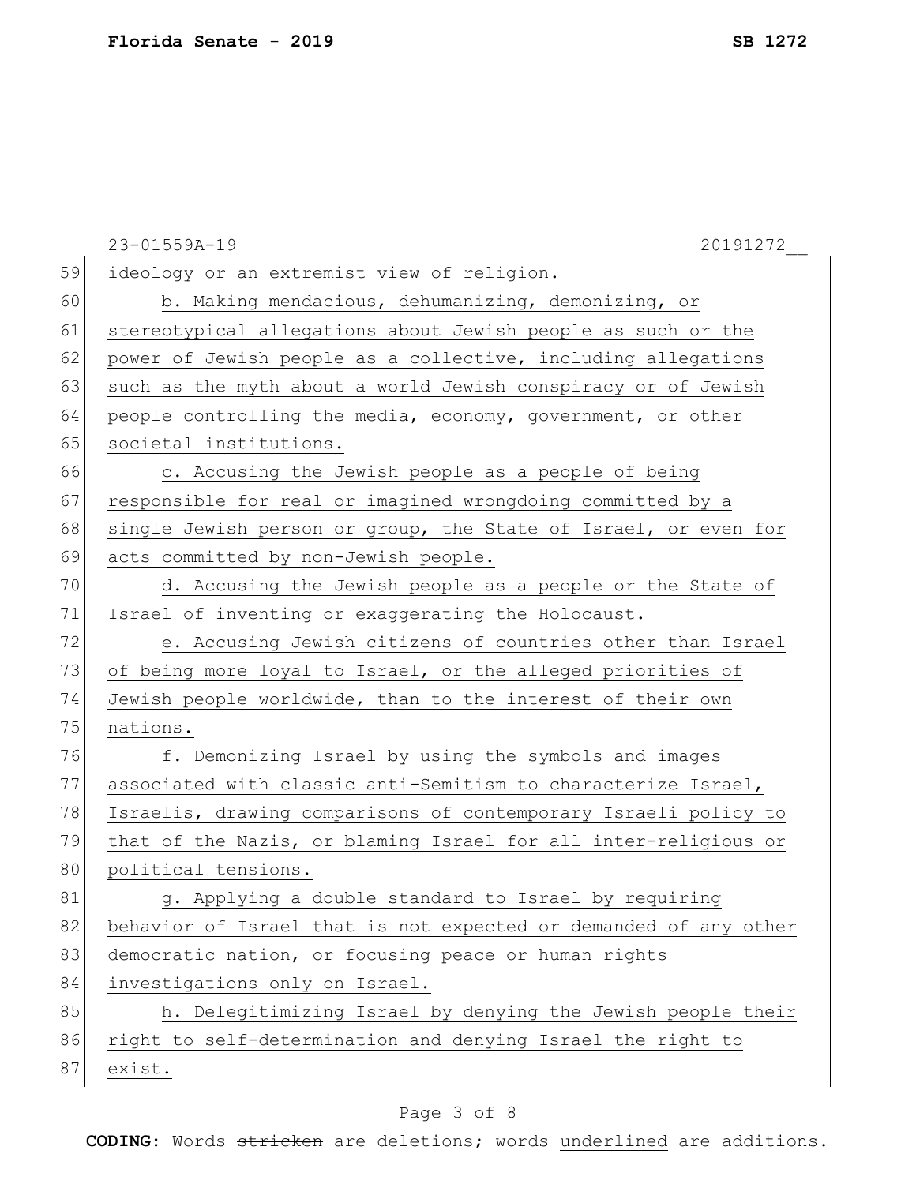ideology or an extremist view of religion.

b. Making mendacious, dehumanizing, demonizing, or stereotypical allegations about Jewish people as such or the power of Jewish people as a collective, including allegations such as the myth about a world Jewish conspiracy or of Jewish people controlling the media, economy, government, or other societal institutions.

c. Accusing the Jewish people as a people of being responsible for real or imagined wrongdoing committed by a single Jewish person or group, the State of Israel, or even for acts committed by non-Jewish people.

d. Accusing the Jewish people as a people or the State of Israel of inventing or exaggerating the Holocaust.

e. Accusing Jewish citizens of countries other than Israel of being more loyal to Israel, or the alleged priorities of Jewish people worldwide, than to the interest of their own nations.

f. Demonizing Israel by using the symbols and images associated with classic anti-Semitism to characterize Israel, Israelis, drawing comparisons of contemporary Israeli policy to that of the Nazis, or blaming Israel for all inter-religious or political tensions.

g. Applying a double standard to Israel by requiring behavior of Israel that is not expected or demanded of any other democratic nation, or focusing peace or human rights investigations only on Israel.

h. Delegitimizing Israel by denying the Jewish people their right to self-determination and denying Israel the right to exist.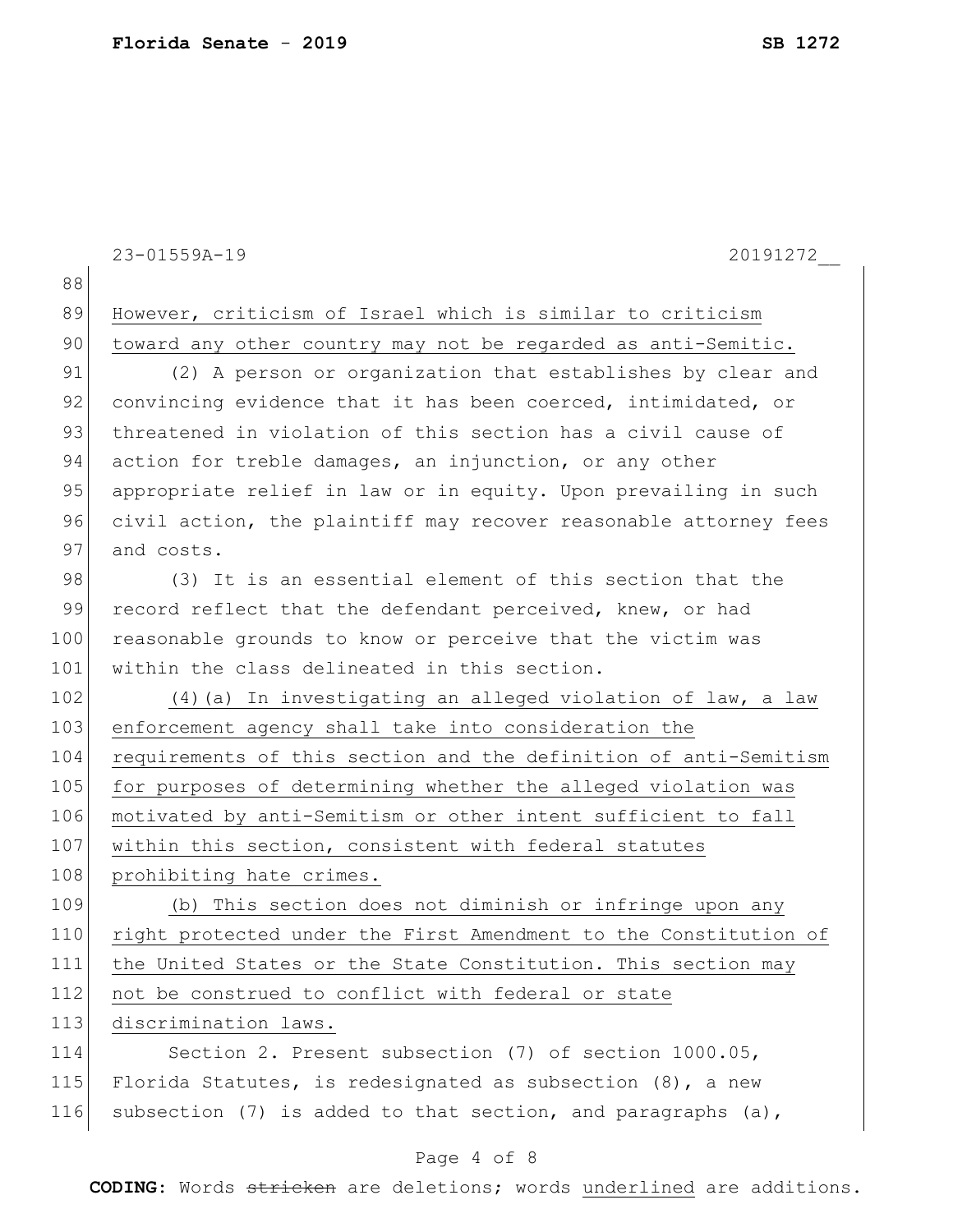23-01559A-19 20191272__

However, criticism of Israel which is similar to criticism toward any other country may not be regarded as anti-Semitic.

(2) A person or organization that establishes by clear and convincing evidence that it has been coerced, intimidated, or threatened in violation of this section has a civil cause of action for treble damages, an injunction, or any other appropriate relief in law or in equity. Upon prevailing in such civil action, the plaintiff may recover reasonable attorney fees and costs.

(3) It is an essential element of this section that the record reflect that the defendant perceived, knew, or had reasonable grounds to know or perceive that the victim was within the class delineated in this section.

(4)(a) In investigating an alleged violation of law, a law enforcement agency shall take into consideration the requirements of this section and the definition of anti-Semitism for purposes of determining whether the alleged violation was motivated by anti-Semitism or other intent sufficient to fall within this section, consistent with federal statutes prohibiting hate crimes.

(b) This section does not diminish or infringe upon any right protected under the First Amendment to the Constitution of the United States or the State Constitution. This section may not be construed to conflict with federal or state discrimination laws.

Section 2. Present subsection (7) of section 1000.05, Florida Statutes, is redesignated as subsection (8), a new subsection (7) is added to that section, and paragraphs (a),

**CODING:** Words ~~stricken~~ are deletions; words underlined are additions.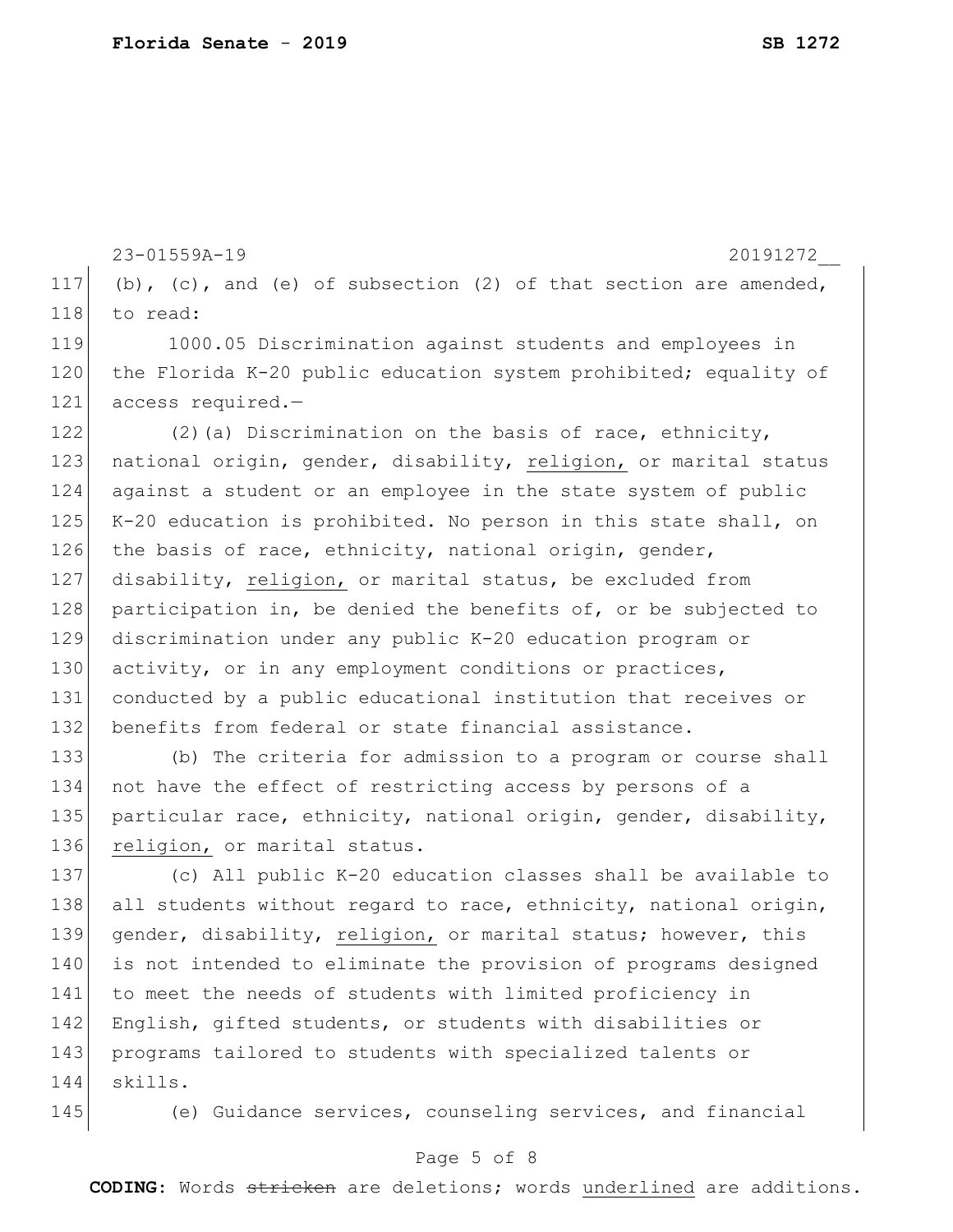(b), (c), and (e) of subsection (2) of that section are amended, to read:

1000.05 Discrimination against students and employees in the Florida K-20 public education system prohibited; equality of access required.—

(2)(a) Discrimination on the basis of race, ethnicity, national origin, gender, disability, <u>religion,</u> or marital status against a student or an employee in the state system of public K-20 education is prohibited. No person in this state shall, on the basis of race, ethnicity, national origin, gender, disability, <u>religion,</u> or marital status, be excluded from participation in, be denied the benefits of, or be subjected to discrimination under any public K-20 education program or activity, or in any employment conditions or practices, conducted by a public educational institution that receives or benefits from federal or state financial assistance.

(b) The criteria for admission to a program or course shall not have the effect of restricting access by persons of a particular race, ethnicity, national origin, gender, disability, <u>religion,</u> or marital status.

(c) All public K-20 education classes shall be available to all students without regard to race, ethnicity, national origin, gender, disability, <u>religion,</u> or marital status; however, this is not intended to eliminate the provision of programs designed to meet the needs of students with limited proficiency in English, gifted students, or students with disabilities or programs tailored to students with specialized talents or skills.

(e) Guidance services, counseling services, and financial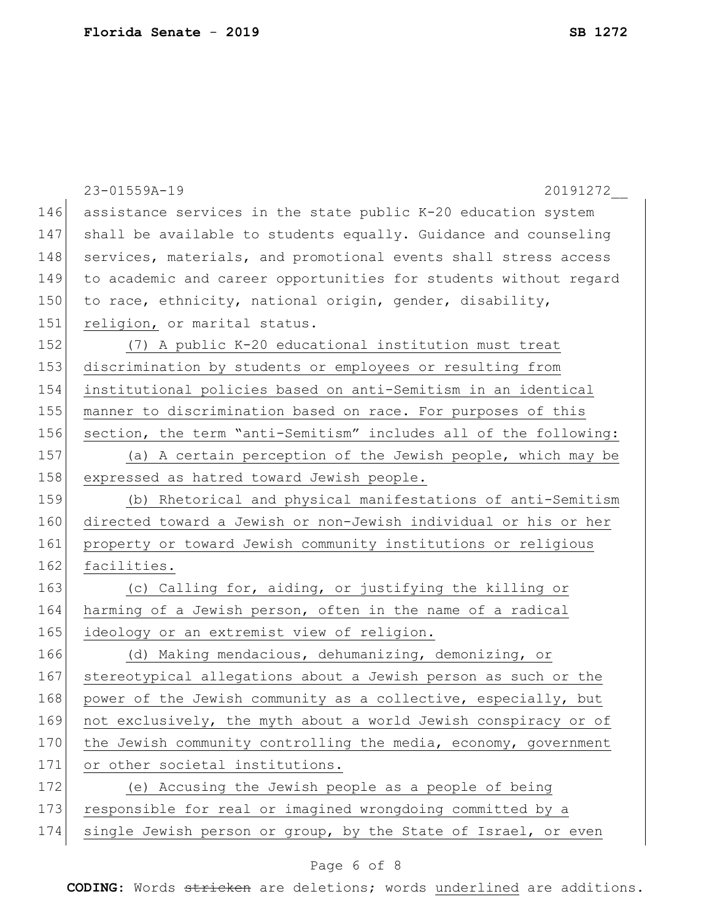assistance services in the state public K-20 education system shall be available to students equally. Guidance and counseling services, materials, and promotional events shall stress access to academic and career opportunities for students without regard to race, ethnicity, national origin, gender, disability, religion, or marital status.

(7) A public K-20 educational institution must treat discrimination by students or employees or resulting from institutional policies based on anti-Semitism in an identical manner to discrimination based on race. For purposes of this section, the term "anti-Semitism" includes all of the following:

(a) A certain perception of the Jewish people, which may be expressed as hatred toward Jewish people.

(b) Rhetorical and physical manifestations of anti-Semitism directed toward a Jewish or non-Jewish individual or his or her property or toward Jewish community institutions or religious facilities.

(c) Calling for, aiding, or justifying the killing or harming of a Jewish person, often in the name of a radical ideology or an extremist view of religion.

(d) Making mendacious, dehumanizing, demonizing, or stereotypical allegations about a Jewish person as such or the power of the Jewish community as a collective, especially, but not exclusively, the myth about a world Jewish conspiracy or of the Jewish community controlling the media, economy, government or other societal institutions.

(e) Accusing the Jewish people as a people of being responsible for real or imagined wrongdoing committed by a single Jewish person or group, by the State of Israel, or even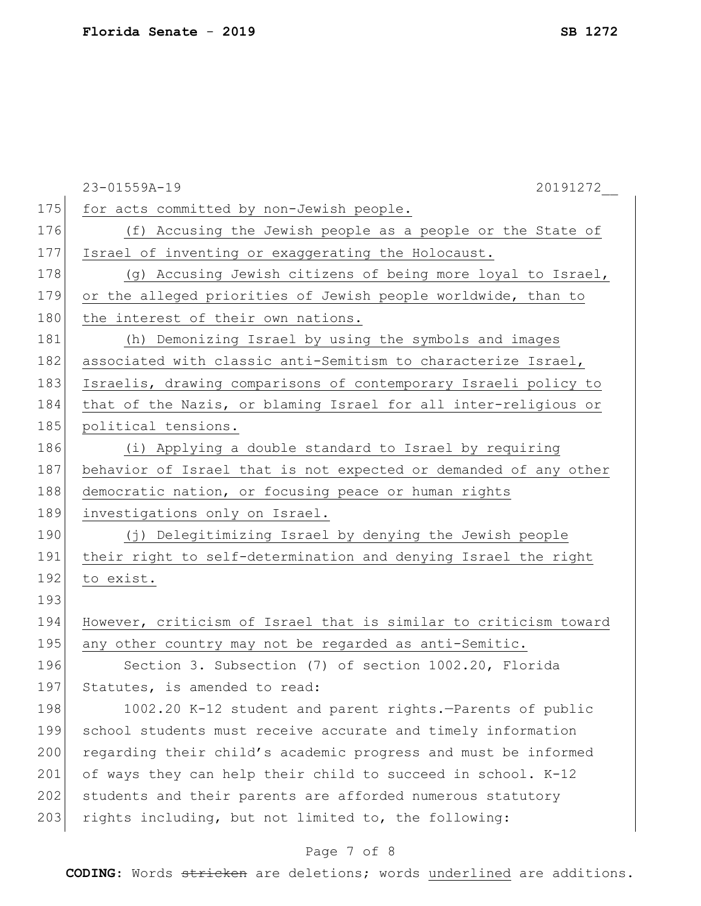for acts committed by non-Jewish people.

(f) Accusing the Jewish people as a people or the State of Israel of inventing or exaggerating the Holocaust.

(g) Accusing Jewish citizens of being more loyal to Israel, or the alleged priorities of Jewish people worldwide, than to the interest of their own nations.

(h) Demonizing Israel by using the symbols and images associated with classic anti-Semitism to characterize Israel, Israelis, drawing comparisons of contemporary Israeli policy to that of the Nazis, or blaming Israel for all inter-religious or political tensions.

(i) Applying a double standard to Israel by requiring behavior of Israel that is not expected or demanded of any other democratic nation, or focusing peace or human rights investigations only on Israel.

(j) Delegitimizing Israel by denying the Jewish people their right to self-determination and denying Israel the right to exist.

However, criticism of Israel that is similar to criticism toward any other country may not be regarded as anti-Semitic.

Section 3. Subsection (7) of section 1002.20, Florida Statutes, is amended to read:

1002.20 K-12 student and parent rights.—Parents of public school students must receive accurate and timely information regarding their child's academic progress and must be informed of ways they can help their child to succeed in school. K-12 students and their parents are afforded numerous statutory rights including, but not limited to, the following: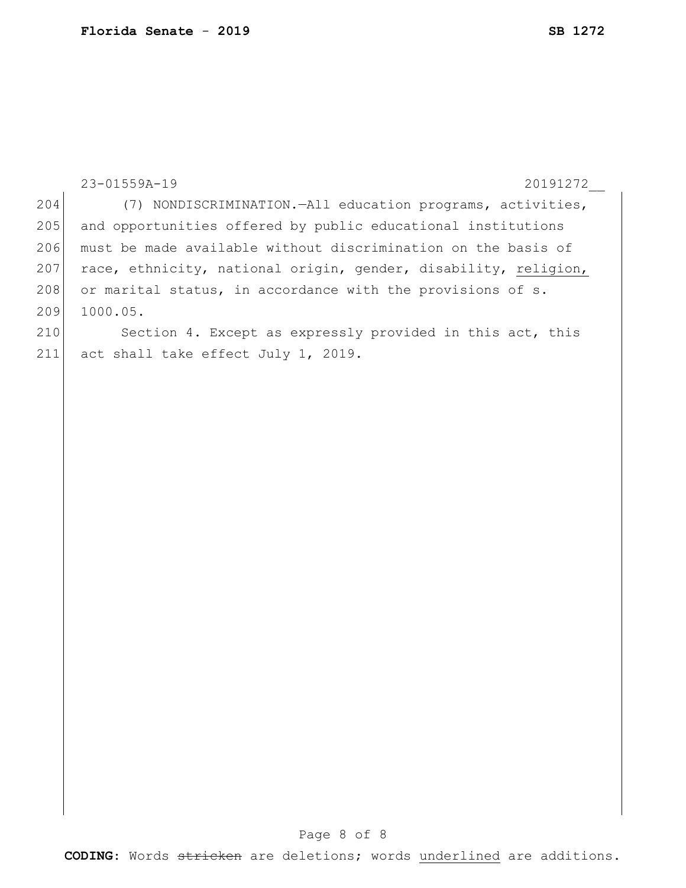23-01559A-19 20191272__

204 (7) NONDISCRIMINATION.—All education programs, activities,
205 and opportunities offered by public educational institutions
206 must be made available without discrimination on the basis of
207 race, ethnicity, national origin, gender, disability, <u>religion,</u>
208 or marital status, in accordance with the provisions of s.
209 1000.05.
210 Section 4. Except as expressly provided in this act, this
211 act shall take effect July 1, 2019.

**CODING:** Words ~~stricken~~ are deletions; words <u>underlined</u> are additions.